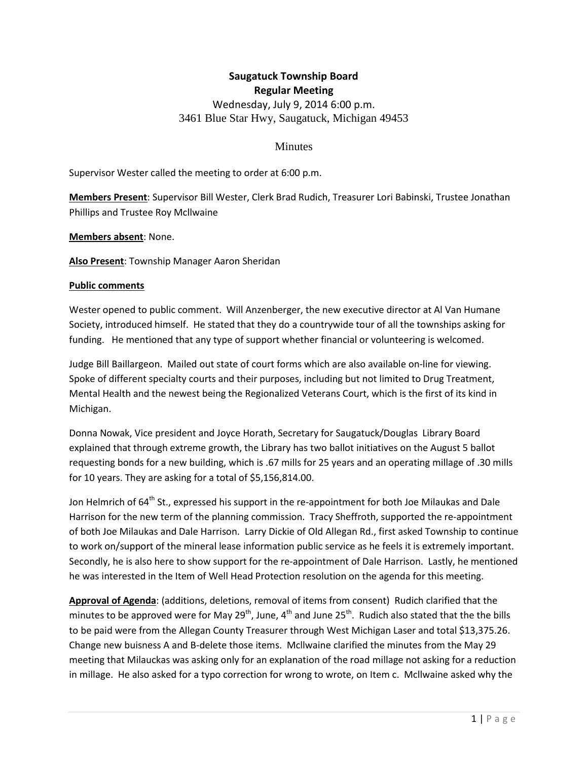**Saugatuck Township Board**
**Regular Meeting**

Wednesday, July 9, 2014 6:00 p.m.
3461 Blue Star Hwy, Saugatuck, Michigan 49453

Minutes

Supervisor Wester called the meeting to order at 6:00 p.m.

**Members Present**: Supervisor Bill Wester, Clerk Brad Rudich, Treasurer Lori Babinski, Trustee Jonathan Phillips and Trustee Roy McIlwaine

**Members absent**: None.

**Also Present**: Township Manager Aaron Sheridan

**Public comments**

Wester opened to public comment. Will Anzenberger, the new executive director at Al Van Humane Society, introduced himself. He stated that they do a countrywide tour of all the townships asking for funding. He mentioned that any type of support whether financial or volunteering is welcomed.

Judge Bill Baillargeon. Mailed out state of court forms which are also available on-line for viewing. Spoke of different specialty courts and their purposes, including but not limited to Drug Treatment, Mental Health and the newest being the Regionalized Veterans Court, which is the first of its kind in Michigan.

Donna Nowak, Vice president and Joyce Horath, Secretary for Saugatuck/Douglas Library Board explained that through extreme growth, the Library has two ballot initiatives on the August 5 ballot requesting bonds for a new building, which is .67 mills for 25 years and an operating millage of .30 mills for 10 years. They are asking for a total of $5,156,814.00.

Jon Helmrich of 64th St., expressed his support in the re-appointment for both Joe Milaukas and Dale Harrison for the new term of the planning commission. Tracy Sheffroth, supported the re-appointment of both Joe Milaukas and Dale Harrison. Larry Dickie of Old Allegan Rd., first asked Township to continue to work on/support of the mineral lease information public service as he feels it is extremely important. Secondly, he is also here to show support for the re-appointment of Dale Harrison. Lastly, he mentioned he was interested in the Item of Well Head Protection resolution on the agenda for this meeting.

**Approval of Agenda**: (additions, deletions, removal of items from consent) Rudich clarified that the minutes to be approved were for May 29th, June, 4th and June 25th. Rudich also stated that the the bills to be paid were from the Allegan County Treasurer through West Michigan Laser and total $13,375.26. Change new buisness A and B-delete those items. McIlwaine clarified the minutes from the May 29 meeting that Milauckas was asking only for an explanation of the road millage not asking for a reduction in millage. He also asked for a typo correction for wrong to wrote, on Item c. McIlwaine asked why the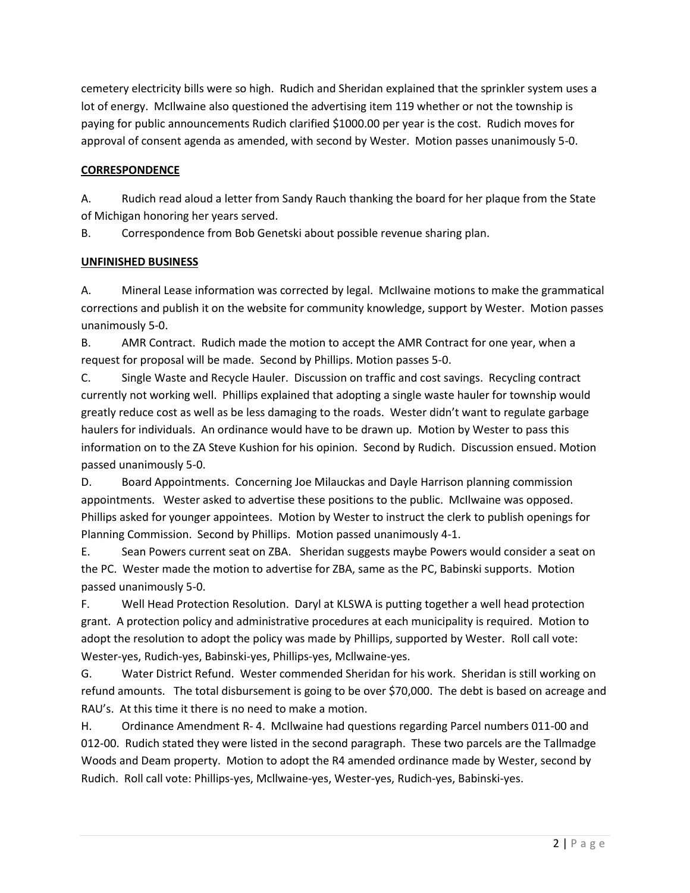cemetery electricity bills were so high. Rudich and Sheridan explained that the sprinkler system uses a lot of energy. McIlwaine also questioned the advertising item 119 whether or not the township is paying for public announcements Rudich clarified $1000.00 per year is the cost. Rudich moves for approval of consent agenda as amended, with second by Wester. Motion passes unanimously 5-0.

**CORRESPONDENCE**

A. Rudich read aloud a letter from Sandy Rauch thanking the board for her plaque from the State of Michigan honoring her years served.

B. Correspondence from Bob Genetski about possible revenue sharing plan.

**UNFINISHED BUSINESS**

A. Mineral Lease information was corrected by legal. McIlwaine motions to make the grammatical corrections and publish it on the website for community knowledge, support by Wester. Motion passes unanimously 5-0.

B. AMR Contract. Rudich made the motion to accept the AMR Contract for one year, when a request for proposal will be made. Second by Phillips. Motion passes 5-0.

C. Single Waste and Recycle Hauler. Discussion on traffic and cost savings. Recycling contract currently not working well. Phillips explained that adopting a single waste hauler for township would greatly reduce cost as well as be less damaging to the roads. Wester didn't want to regulate garbage haulers for individuals. An ordinance would have to be drawn up. Motion by Wester to pass this information on to the ZA Steve Kushion for his opinion. Second by Rudich. Discussion ensued. Motion passed unanimously 5-0.

D. Board Appointments. Concerning Joe Milauckas and Dayle Harrison planning commission appointments. Wester asked to advertise these positions to the public. McIlwaine was opposed. Phillips asked for younger appointees. Motion by Wester to instruct the clerk to publish openings for Planning Commission. Second by Phillips. Motion passed unanimously 4-1.

E. Sean Powers current seat on ZBA. Sheridan suggests maybe Powers would consider a seat on the PC. Wester made the motion to advertise for ZBA, same as the PC, Babinski supports. Motion passed unanimously 5-0.

F. Well Head Protection Resolution. Daryl at KLSWA is putting together a well head protection grant. A protection policy and administrative procedures at each municipality is required. Motion to adopt the resolution to adopt the policy was made by Phillips, supported by Wester. Roll call vote: Wester-yes, Rudich-yes, Babinski-yes, Phillips-yes, Mcllwaine-yes.

G. Water District Refund. Wester commended Sheridan for his work. Sheridan is still working on refund amounts. The total disbursement is going to be over $70,000. The debt is based on acreage and RAU's. At this time it there is no need to make a motion.

H. Ordinance Amendment R- 4. McIlwaine had questions regarding Parcel numbers 011-00 and 012-00. Rudich stated they were listed in the second paragraph. These two parcels are the Tallmadge Woods and Deam property. Motion to adopt the R4 amended ordinance made by Wester, second by Rudich. Roll call vote: Phillips-yes, Mcllwaine-yes, Wester-yes, Rudich-yes, Babinski-yes.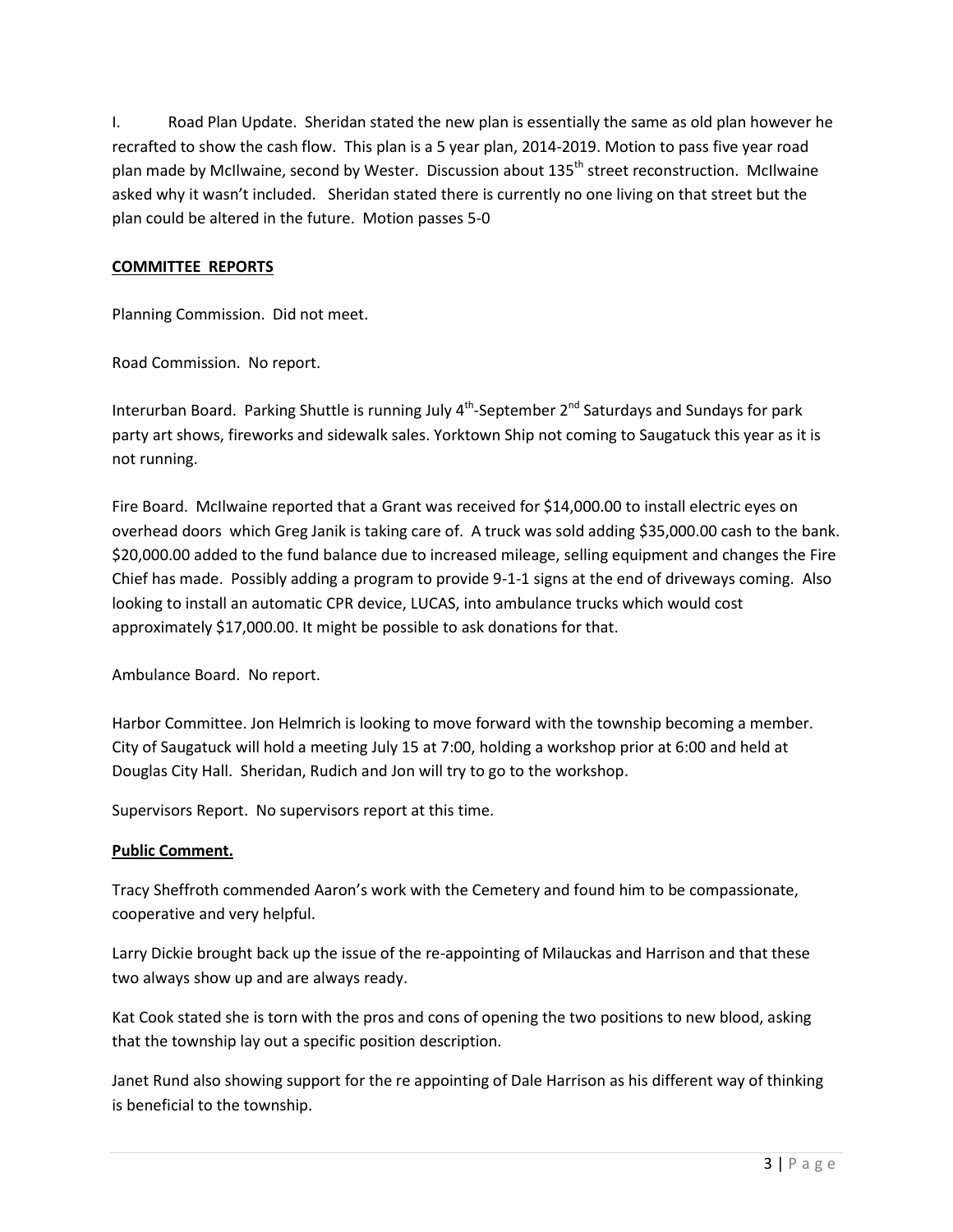I. Road Plan Update. Sheridan stated the new plan is essentially the same as old plan however he recrafted to show the cash flow. This plan is a 5 year plan, 2014-2019. Motion to pass five year road plan made by McIlwaine, second by Wester. Discussion about 135th street reconstruction. McIlwaine asked why it wasn't included. Sheridan stated there is currently no one living on that street but the plan could be altered in the future. Motion passes 5-0

**COMMITTEE REPORTS**

Planning Commission. Did not meet.

Road Commission. No report.

Interurban Board. Parking Shuttle is running July 4th-September 2nd Saturdays and Sundays for park party art shows, fireworks and sidewalk sales. Yorktown Ship not coming to Saugatuck this year as it is not running.

Fire Board. McIlwaine reported that a Grant was received for $14,000.00 to install electric eyes on overhead doors which Greg Janik is taking care of. A truck was sold adding $35,000.00 cash to the bank. $20,000.00 added to the fund balance due to increased mileage, selling equipment and changes the Fire Chief has made. Possibly adding a program to provide 9-1-1 signs at the end of driveways coming. Also looking to install an automatic CPR device, LUCAS, into ambulance trucks which would cost approximately $17,000.00. It might be possible to ask donations for that.

Ambulance Board. No report.

Harbor Committee. Jon Helmrich is looking to move forward with the township becoming a member. City of Saugatuck will hold a meeting July 15 at 7:00, holding a workshop prior at 6:00 and held at Douglas City Hall. Sheridan, Rudich and Jon will try to go to the workshop.

Supervisors Report. No supervisors report at this time.

**Public Comment.**

Tracy Sheffroth commended Aaron's work with the Cemetery and found him to be compassionate, cooperative and very helpful.

Larry Dickie brought back up the issue of the re-appointing of Milauckas and Harrison and that these two always show up and are always ready.

Kat Cook stated she is torn with the pros and cons of opening the two positions to new blood, asking that the township lay out a specific position description.

Janet Rund also showing support for the re appointing of Dale Harrison as his different way of thinking is beneficial to the township.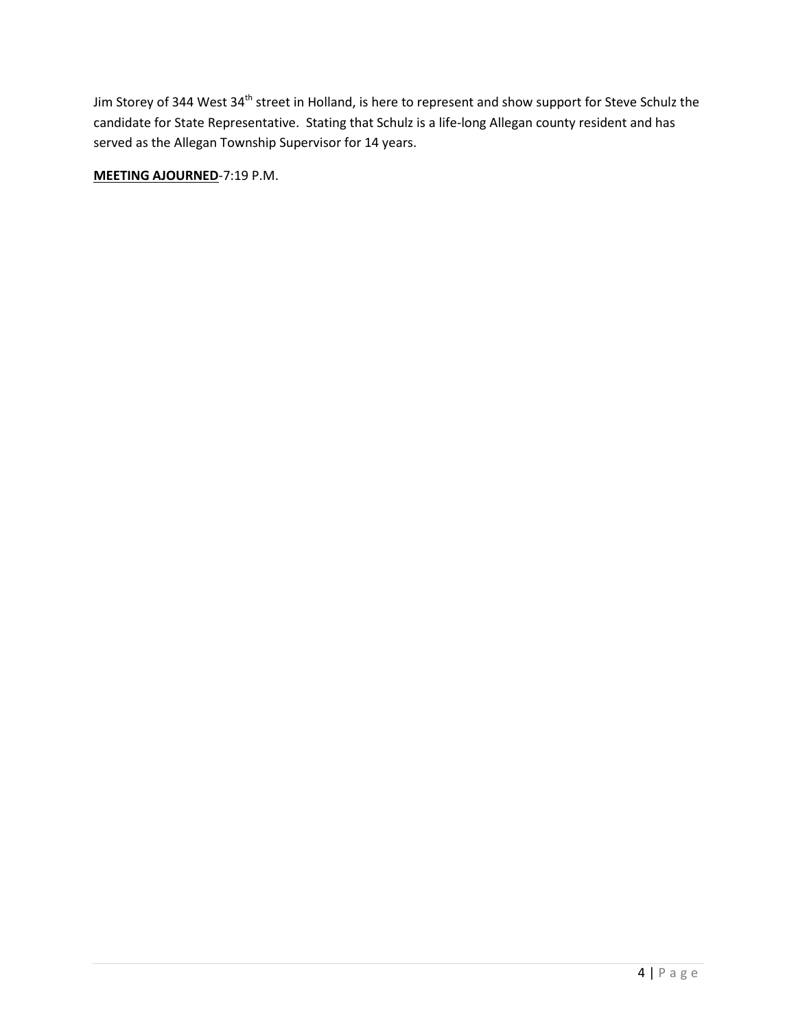Jim Storey of 344 West 34th street in Holland, is here to represent and show support for Steve Schulz the candidate for State Representative. Stating that Schulz is a life-long Allegan county resident and has served as the Allegan Township Supervisor for 14 years.

**MEETING AJOURNED**-7:19 P.M.